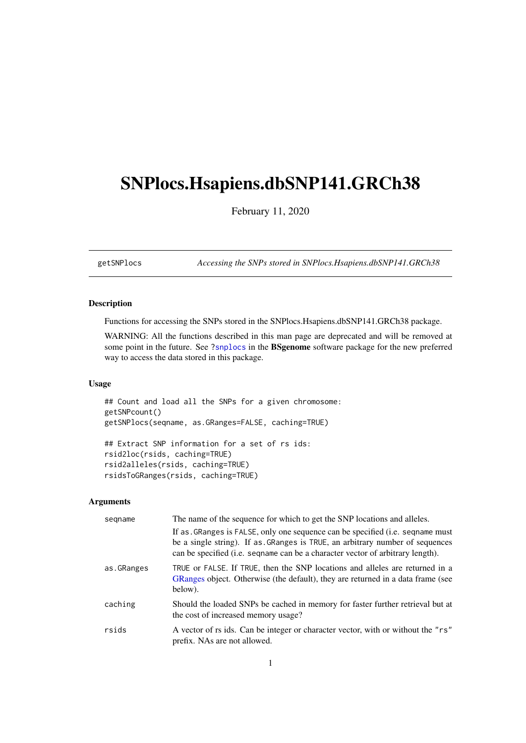# SNPlocs.Hsapiens.dbSNP141.GRCh38

February 11, 2020

getSNPlocs *Accessing the SNPs stored in SNPlocs.Hsapiens.dbSNP141.GRCh38*

### Description

Functions for accessing the SNPs stored in the SNPlocs.Hsapiens.dbSNP141.GRCh38 package.

WARNING: All the functions described in this man page are deprecated and will be removed at some point in the future. See ?snplocs in the **BSgenome** software package for the new preferred way to access the data stored in this package.

### Usage

```
## Count and load all the SNPs for a given chromosome:
getSNPcount()
getSNPlocs(seqname, as.GRanges=FALSE, caching=TRUE)

## Extract SNP information for a set of rs ids:
rsid2loc(rsids, caching=TRUE)
rsid2alleles(rsids, caching=TRUE)
rsidsToGRanges(rsids, caching=TRUE)
```

### Arguments

| | |
|---|---|
| seqname | The name of the sequence for which to get the SNP locations and alleles. If as.GRanges is FALSE, only one sequence can be specified (i.e. seqname must be a single string). If as.GRanges is TRUE, an arbitrary number of sequences can be specified (i.e. seqname can be a character vector of arbitrary length). |
| as.GRanges | TRUE or FALSE. If TRUE, then the SNP locations and alleles are returned in a GRanges object. Otherwise (the default), they are returned in a data frame (see below). |
| caching | Should the loaded SNPs be cached in memory for faster further retrieval but at the cost of increased memory usage? |
| rsids | A vector of rs ids. Can be integer or character vector, with or without the "rs" prefix. NAs are not allowed. |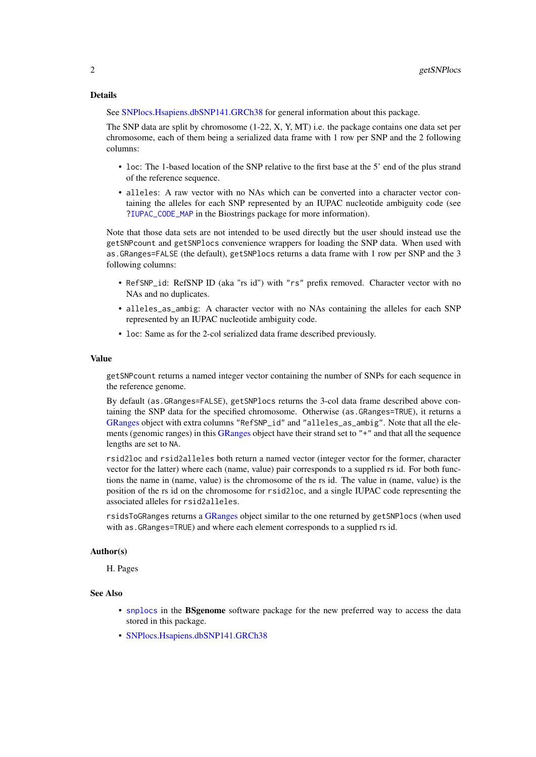## Details

See SNPlocs.Hsapiens.dbSNP141.GRCh38 for general information about this package.

The SNP data are split by chromosome (1-22, X, Y, MT) i.e. the package contains one data set per chromosome, each of them being a serialized data frame with 1 row per SNP and the 2 following columns:

- `loc`: The 1-based location of the SNP relative to the first base at the 5' end of the plus strand of the reference sequence.
- `alleles`: A raw vector with no NAs which can be converted into a character vector containing the alleles for each SNP represented by an IUPAC nucleotide ambiguity code (see `?IUPAC_CODE_MAP` in the Biostrings package for more information).

Note that those data sets are not intended to be used directly but the user should instead use the `getSNPcount` and `getSNPlocs` convenience wrappers for loading the SNP data. When used with `as.GRanges=FALSE` (the default), `getSNPlocs` returns a data frame with 1 row per SNP and the 3 following columns:

- `RefSNP_id`: RefSNP ID (aka "rs id") with `"rs"` prefix removed. Character vector with no NAs and no duplicates.
- `alleles_as_ambig`: A character vector with no NAs containing the alleles for each SNP represented by an IUPAC nucleotide ambiguity code.
- `loc`: Same as for the 2-col serialized data frame described previously.

## Value

`getSNPcount` returns a named integer vector containing the number of SNPs for each sequence in the reference genome.

By default (`as.GRanges=FALSE`), `getSNPlocs` returns the 3-col data frame described above containing the SNP data for the specified chromosome. Otherwise (`as.GRanges=TRUE`), it returns a GRanges object with extra columns `"RefSNP_id"` and `"alleles_as_ambig"`. Note that all the elements (genomic ranges) in this GRanges object have their strand set to `"+"` and that all the sequence lengths are set to `NA`.

`rsid2loc` and `rsid2alleles` both return a named vector (integer vector for the former, character vector for the latter) where each (name, value) pair corresponds to a supplied rs id. For both functions the name in (name, value) is the chromosome of the rs id. The value in (name, value) is the position of the rs id on the chromosome for `rsid2loc`, and a single IUPAC code representing the associated alleles for `rsid2alleles`.

`rsidsToGRanges` returns a GRanges object similar to the one returned by `getSNPlocs` (when used with `as.GRanges=TRUE`) and where each element corresponds to a supplied rs id.

## Author(s)

H. Pages

## See Also

- `snplocs` in the **BSgenome** software package for the new preferred way to access the data stored in this package.
- SNPlocs.Hsapiens.dbSNP141.GRCh38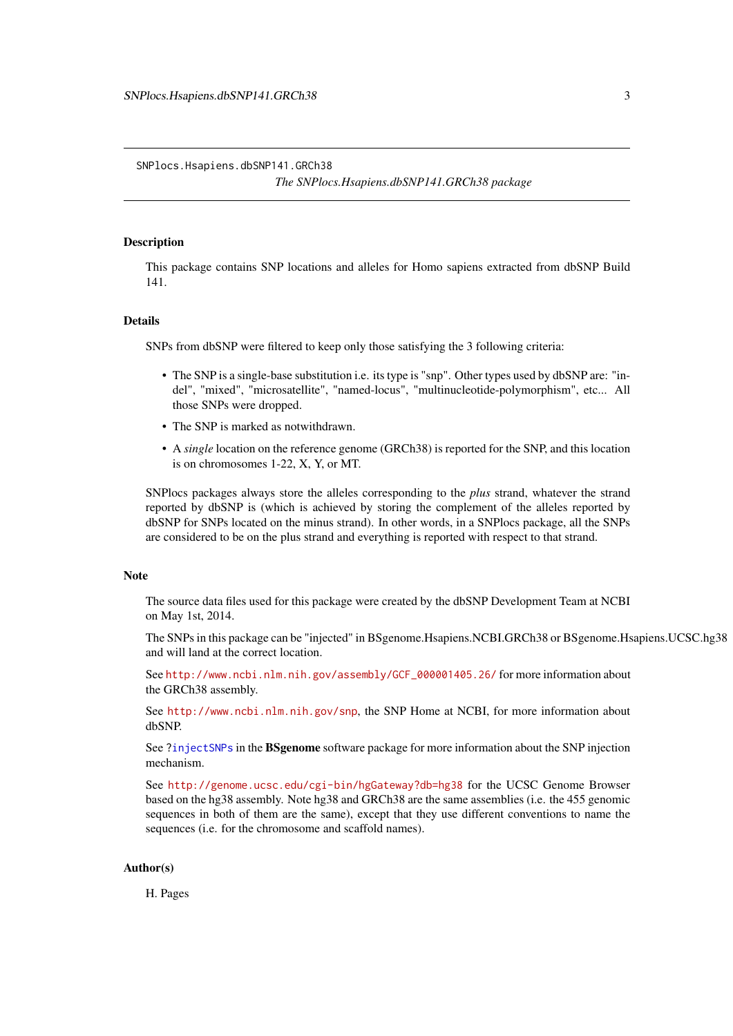SNPlocs.Hsapiens.dbSNP141.GRCh38

*The SNPlocs.Hsapiens.dbSNP141.GRCh38 package*

## Description

This package contains SNP locations and alleles for Homo sapiens extracted from dbSNP Build 141.

## Details

SNPs from dbSNP were filtered to keep only those satisfying the 3 following criteria:

- The SNP is a single-base substitution i.e. its type is "snp". Other types used by dbSNP are: "in-del", "mixed", "microsatellite", "named-locus", "multinucleotide-polymorphism", etc... All those SNPs were dropped.
- The SNP is marked as notwithdrawn.
- A *single* location on the reference genome (GRCh38) is reported for the SNP, and this location is on chromosomes 1-22, X, Y, or MT.

SNPlocs packages always store the alleles corresponding to the *plus* strand, whatever the strand reported by dbSNP is (which is achieved by storing the complement of the alleles reported by dbSNP for SNPs located on the minus strand). In other words, in a SNPlocs package, all the SNPs are considered to be on the plus strand and everything is reported with respect to that strand.

## Note

The source data files used for this package were created by the dbSNP Development Team at NCBI on May 1st, 2014.

The SNPs in this package can be "injected" in BSgenome.Hsapiens.NCBI.GRCh38 or BSgenome.Hsapiens.UCSC.hg38 and will land at the correct location.

See `http://www.ncbi.nlm.nih.gov/assembly/GCF_000001405.26/` for more information about the GRCh38 assembly.

See `http://www.ncbi.nlm.nih.gov/snp`, the SNP Home at NCBI, for more information about dbSNP.

See `?injectSNPs` in the **BSgenome** software package for more information about the SNP injection mechanism.

See `http://genome.ucsc.edu/cgi-bin/hgGateway?db=hg38` for the UCSC Genome Browser based on the hg38 assembly. Note hg38 and GRCh38 are the same assemblies (i.e. the 455 genomic sequences in both of them are the same), except that they use different conventions to name the sequences (i.e. for the chromosome and scaffold names).

## Author(s)

H. Pages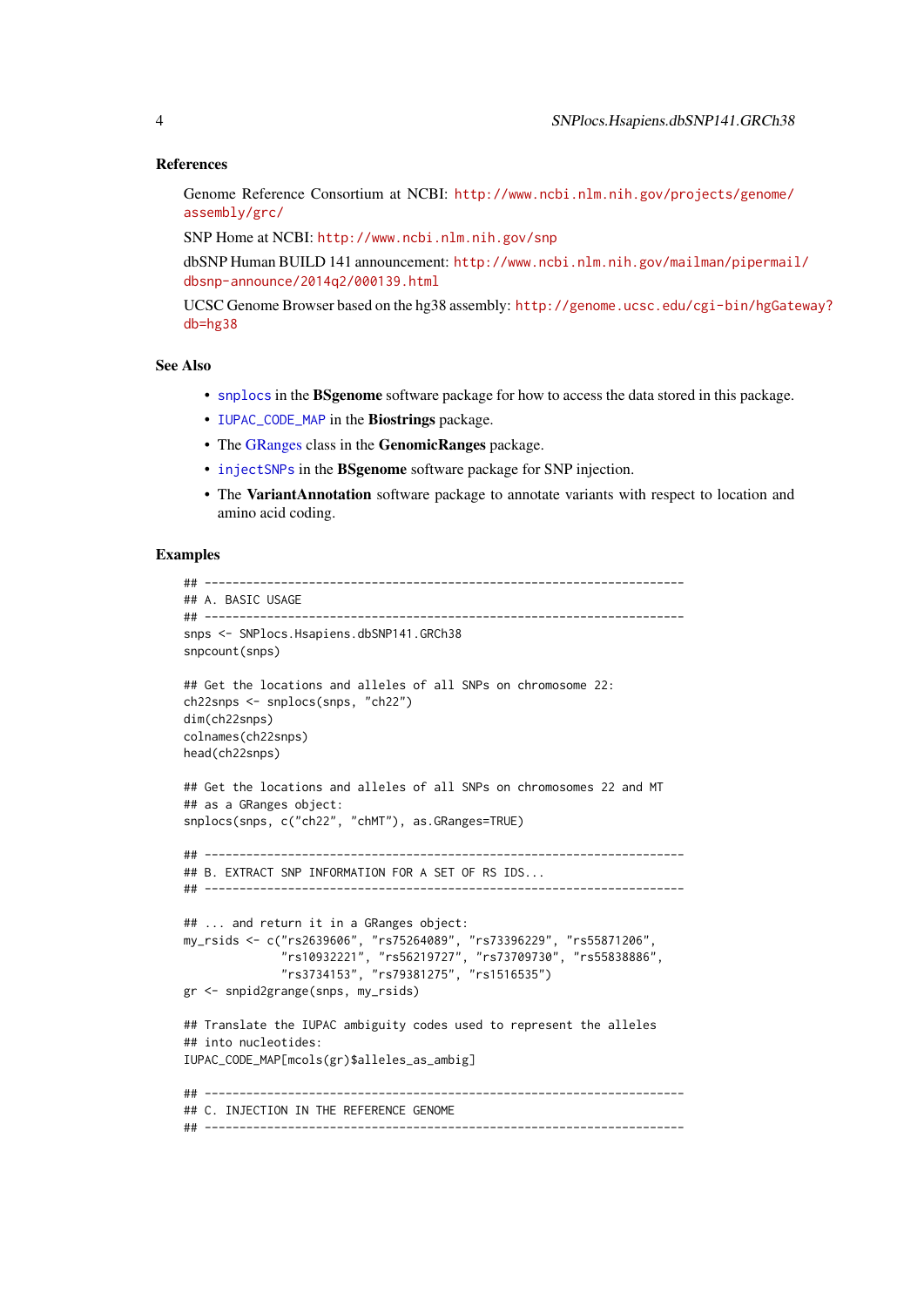### References

Genome Reference Consortium at NCBI: http://www.ncbi.nlm.nih.gov/projects/genome/assembly/grc/

SNP Home at NCBI: http://www.ncbi.nlm.nih.gov/snp

dbSNP Human BUILD 141 announcement: http://www.ncbi.nlm.nih.gov/mailman/pipermail/dbsnp-announce/2014q2/000139.html

UCSC Genome Browser based on the hg38 assembly: http://genome.ucsc.edu/cgi-bin/hgGateway?db=hg38

### See Also

- `snplocs` in the **BSgenome** software package for how to access the data stored in this package.
- `IUPAC_CODE_MAP` in the **Biostrings** package.
- The GRanges class in the **GenomicRanges** package.
- `injectSNPs` in the **BSgenome** software package for SNP injection.
- The **VariantAnnotation** software package to annotate variants with respect to location and amino acid coding.

### Examples

```
## ---------------------------------------------------------------------
## A. BASIC USAGE
## ---------------------------------------------------------------------
snps <- SNPlocs.Hsapiens.dbSNP141.GRCh38
snpcount(snps)

## Get the locations and alleles of all SNPs on chromosome 22:
ch22snps <- snplocs(snps, "ch22")
dim(ch22snps)
colnames(ch22snps)
head(ch22snps)

## Get the locations and alleles of all SNPs on chromosomes 22 and MT
## as a GRanges object:
snplocs(snps, c("ch22", "chMT"), as.GRanges=TRUE)

## ---------------------------------------------------------------------
## B. EXTRACT SNP INFORMATION FOR A SET OF RS IDS...
## ---------------------------------------------------------------------

## ... and return it in a GRanges object:
my_rsids <- c("rs2639606", "rs75264089", "rs73396229", "rs55871206",
              "rs10932221", "rs56219727", "rs73709730", "rs55838886",
              "rs3734153", "rs79381275", "rs1516535")
gr <- snpid2grange(snps, my_rsids)

## Translate the IUPAC ambiguity codes used to represent the alleles
## into nucleotides:
IUPAC_CODE_MAP[mcols(gr)$alleles_as_ambig]

## ---------------------------------------------------------------------
## C. INJECTION IN THE REFERENCE GENOME
## ---------------------------------------------------------------------
```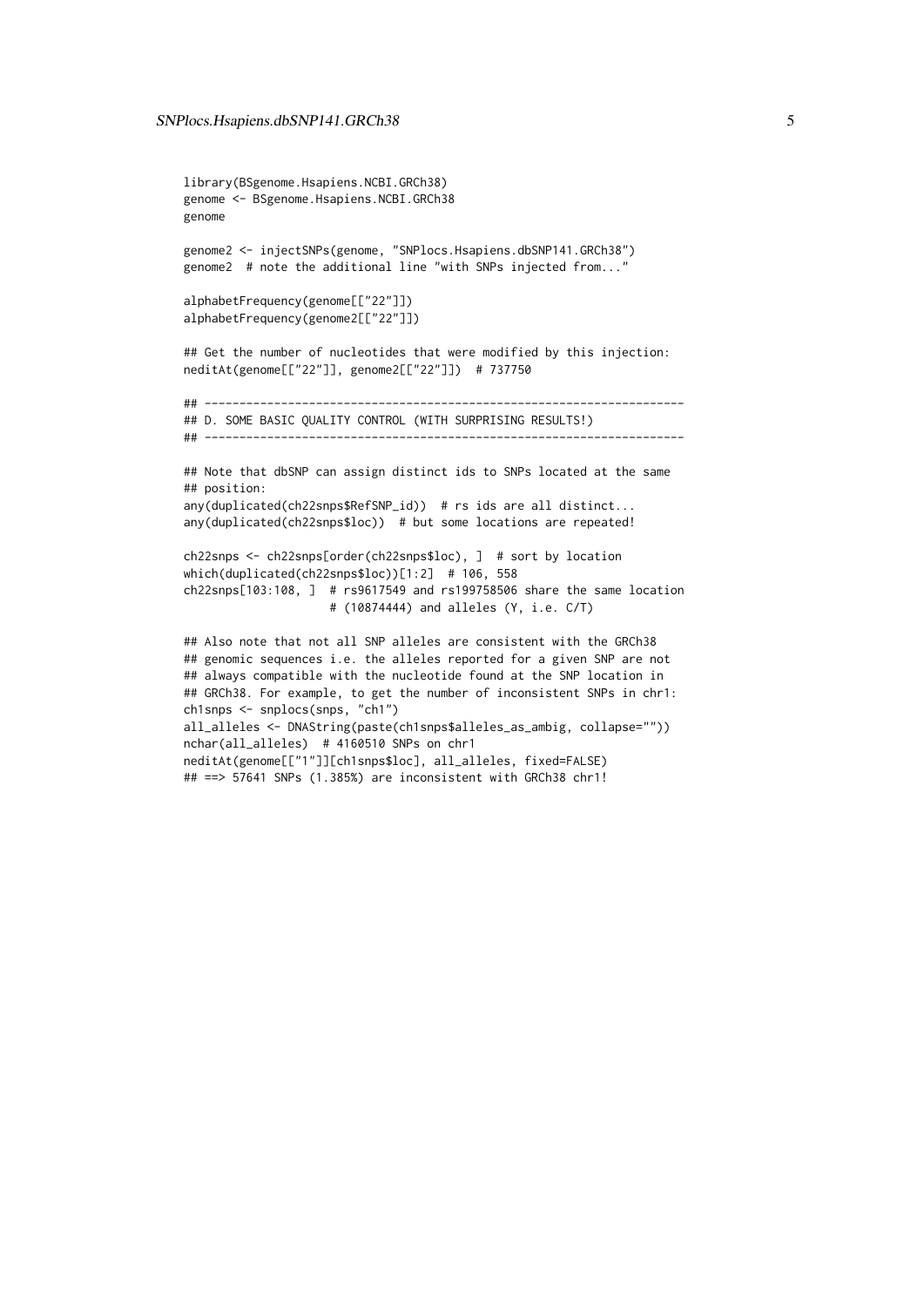```
library(BSgenome.Hsapiens.NCBI.GRCh38)
genome <- BSgenome.Hsapiens.NCBI.GRCh38
genome

genome2 <- injectSNPs(genome, "SNPlocs.Hsapiens.dbSNP141.GRCh38")
genome2  # note the additional line "with SNPs injected from..."

alphabetFrequency(genome[["22"]])
alphabetFrequency(genome2[["22"]])

## Get the number of nucleotides that were modified by this injection:
neditAt(genome[["22"]], genome2[["22"]])  # 737750

## ---------------------------------------------------------------------
## D. SOME BASIC QUALITY CONTROL (WITH SURPRISING RESULTS!)
## ---------------------------------------------------------------------

## Note that dbSNP can assign distinct ids to SNPs located at the same
## position:
any(duplicated(ch22snps$RefSNP_id))  # rs ids are all distinct...
any(duplicated(ch22snps$loc))  # but some locations are repeated!

ch22snps <- ch22snps[order(ch22snps$loc), ]  # sort by location
which(duplicated(ch22snps$loc))[1:2]  # 106, 558
ch22snps[103:108, ]  # rs9617549 and rs199758506 share the same location
                     # (10874444) and alleles (Y, i.e. C/T)

## Also note that not all SNP alleles are consistent with the GRCh38
## genomic sequences i.e. the alleles reported for a given SNP are not
## always compatible with the nucleotide found at the SNP location in
## GRCh38. For example, to get the number of inconsistent SNPs in chr1:
ch1snps <- snplocs(snps, "ch1")
all_alleles <- DNAString(paste(ch1snps$alleles_as_ambig, collapse=""))
nchar(all_alleles)  # 4160510 SNPs on chr1
neditAt(genome[["1"]][ch1snps$loc], all_alleles, fixed=FALSE)
## ==> 57641 SNPs (1.385%) are inconsistent with GRCh38 chr1!
```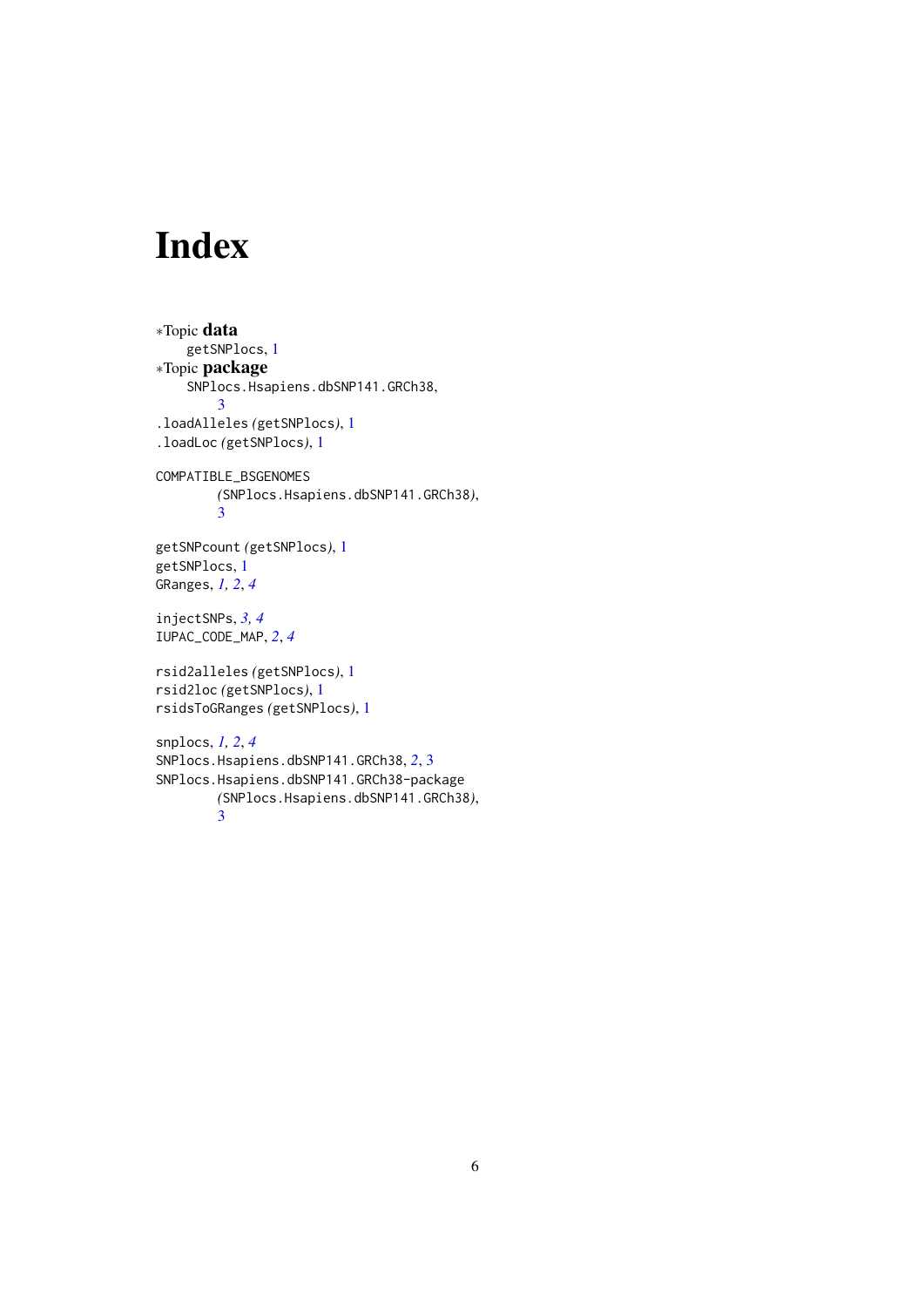# Index

∗Topic **data**

getSNPlocs, 1

∗Topic **package**

SNPlocs.Hsapiens.dbSNP141.GRCh38, 3

.loadAlleles *(*getSNPlocs*)*, 1
.loadLoc *(*getSNPlocs*)*, 1

COMPATIBLE_BSGENOMES *(*SNPlocs.Hsapiens.dbSNP141.GRCh38*)*, 3

getSNPcount *(*getSNPlocs*)*, 1
getSNPlocs, 1
GRanges, *1, 2*, *4*

injectSNPs, *3, 4*
IUPAC_CODE_MAP, *2*, *4*

rsid2alleles *(*getSNPlocs*)*, 1
rsid2loc *(*getSNPlocs*)*, 1
rsidsToGRanges *(*getSNPlocs*)*, 1

snplocs, *1, 2*, *4*
SNPlocs.Hsapiens.dbSNP141.GRCh38, *2*, 3
SNPlocs.Hsapiens.dbSNP141.GRCh38-package *(*SNPlocs.Hsapiens.dbSNP141.GRCh38*)*, 3